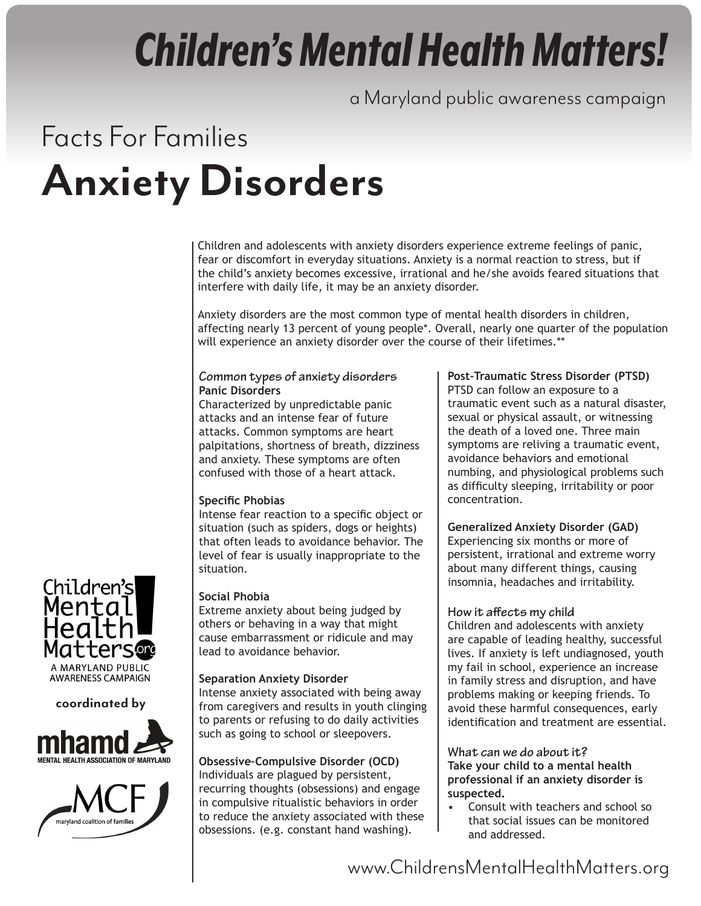# Children's Mental Health Matters!

a Maryland public awareness campaign

## Facts For Families

# Anxiety Disorders

Children and adolescents with anxiety disorders experience extreme feelings of panic, fear or discomfort in everyday situations. Anxiety is a normal reaction to stress, but if the child's anxiety becomes excessive, irrational and he/she avoids feared situations that interfere with daily life, it may be an anxiety disorder.

Anxiety disorders are the most common type of mental health disorders in children, affecting nearly 13 percent of young people*. Overall, nearly one quarter of the population will experience an anxiety disorder over the course of their lifetimes.**

### Common types of anxiety disorders

**Panic Disorders**
Characterized by unpredictable panic attacks and an intense fear of future attacks. Common symptoms are heart palpitations, shortness of breath, dizziness and anxiety. These symptoms are often confused with those of a heart attack.

**Specific Phobias**
Intense fear reaction to a specific object or situation (such as spiders, dogs or heights) that often leads to avoidance behavior. The level of fear is usually inappropriate to the situation.

**Social Phobia**
Extreme anxiety about being judged by others or behaving in a way that might cause embarrassment or ridicule and may lead to avoidance behavior.

**Separation Anxiety Disorder**
Intense anxiety associated with being away from caregivers and results in youth clinging to parents or refusing to do daily activities such as going to school or sleepovers.

**Obsessive-Compulsive Disorder (OCD)**
Individuals are plagued by persistent, recurring thoughts (obsessions) and engage in compulsive ritualistic behaviors in order to reduce the anxiety associated with these obsessions. (e.g. constant hand washing).

**Post-Traumatic Stress Disorder (PTSD)**
PTSD can follow an exposure to a traumatic event such as a natural disaster, sexual or physical assault, or witnessing the death of a loved one. Three main symptoms are reliving a traumatic event, avoidance behaviors and emotional numbing, and physiological problems such as difficulty sleeping, irritability or poor concentration.

**Generalized Anxiety Disorder (GAD)**
Experiencing six months or more of persistent, irrational and extreme worry about many different things, causing insomnia, headaches and irritability.

### How it affects my child

Children and adolescents with anxiety are capable of leading healthy, successful lives. If anxiety is left undiagnosed, youth my fail in school, experience an increase in family stress and disruption, and have problems making or keeping friends. To avoid these harmful consequences, early identification and treatment are essential.

### What can we do about it?

**Take your child to a mental health professional if an anxiety disorder is suspected.**

- Consult with teachers and school so that social issues can be monitored and addressed.

Children's Mental Health Matters.org
A MARYLAND PUBLIC AWARENESS CAMPAIGN

coordinated by

mhamd MENTAL HEALTH ASSOCIATION OF MARYLAND

MCF maryland coalition of families

www.ChildrensMentalHealthMatters.org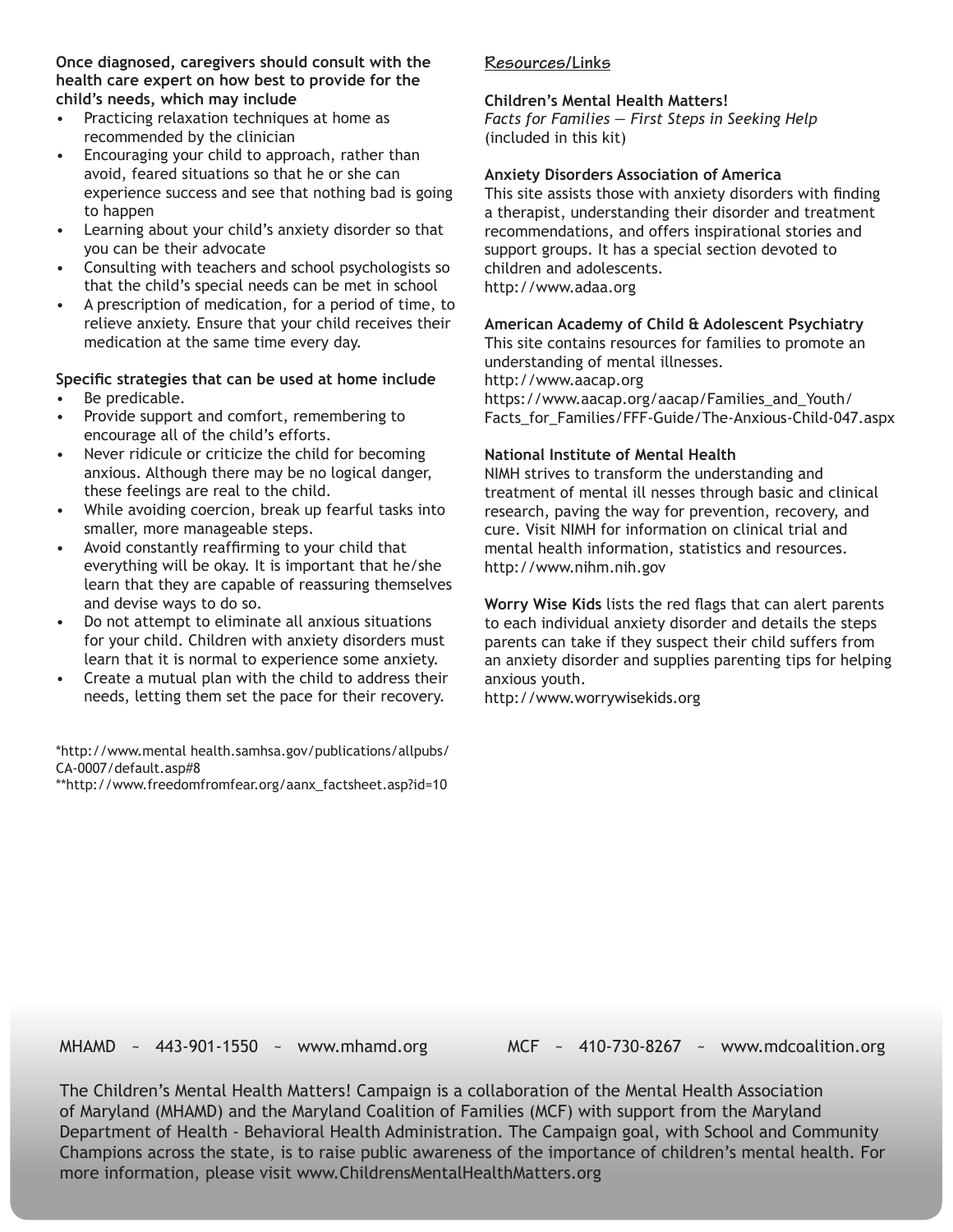**Once diagnosed, caregivers should consult with the health care expert on how best to provide for the child's needs, which may include**

- Practicing relaxation techniques at home as recommended by the clinician
- Encouraging your child to approach, rather than avoid, feared situations so that he or she can experience success and see that nothing bad is going to happen
- Learning about your child's anxiety disorder so that you can be their advocate
- Consulting with teachers and school psychologists so that the child's special needs can be met in school
- A prescription of medication, for a period of time, to relieve anxiety. Ensure that your child receives their medication at the same time every day.

**Specific strategies that can be used at home include**

- Be predicable.
- Provide support and comfort, remembering to encourage all of the child's efforts.
- Never ridicule or criticize the child for becoming anxious. Although there may be no logical danger, these feelings are real to the child.
- While avoiding coercion, break up fearful tasks into smaller, more manageable steps.
- Avoid constantly reaffirming to your child that everything will be okay. It is important that he/she learn that they are capable of reassuring themselves and devise ways to do so.
- Do not attempt to eliminate all anxious situations for your child. Children with anxiety disorders must learn that it is normal to experience some anxiety.
- Create a mutual plan with the child to address their needs, letting them set the pace for their recovery.

*http://www.mental health.samhsa.gov/publications/allpubs/CA-0007/default.asp#8
**http://www.freedomfromfear.org/aanx_factsheet.asp?id=10

## Resources/Links

**Children's Mental Health Matters!**
*Facts for Families — First Steps in Seeking Help*
(included in this kit)

**Anxiety Disorders Association of America**
This site assists those with anxiety disorders with finding a therapist, understanding their disorder and treatment recommendations, and offers inspirational stories and support groups. It has a special section devoted to children and adolescents.
http://www.adaa.org

**American Academy of Child & Adolescent Psychiatry**
This site contains resources for families to promote an understanding of mental illnesses.
http://www.aacap.org
https://www.aacap.org/aacap/Families_and_Youth/Facts_for_Families/FFF-Guide/The-Anxious-Child-047.aspx

**National Institute of Mental Health**
NIMH strives to transform the understanding and treatment of mental ill nesses through basic and clinical research, paving the way for prevention, recovery, and cure. Visit NIMH for information on clinical trial and mental health information, statistics and resources.
http://www.nihm.nih.gov

**Worry Wise Kids** lists the red flags that can alert parents to each individual anxiety disorder and details the steps parents can take if they suspect their child suffers from an anxiety disorder and supplies parenting tips for helping anxious youth.
http://www.worrywisekids.org

MHAMD ~ 443-901-1550 ~ www.mhamd.org    MCF ~ 410-730-8267 ~ www.mdcoalition.org

The Children's Mental Health Matters! Campaign is a collaboration of the Mental Health Association of Maryland (MHAMD) and the Maryland Coalition of Families (MCF) with support from the Maryland Department of Health - Behavioral Health Administration. The Campaign goal, with School and Community Champions across the state, is to raise public awareness of the importance of children's mental health. For more information, please visit www.ChildrensMentalHealthMatters.org